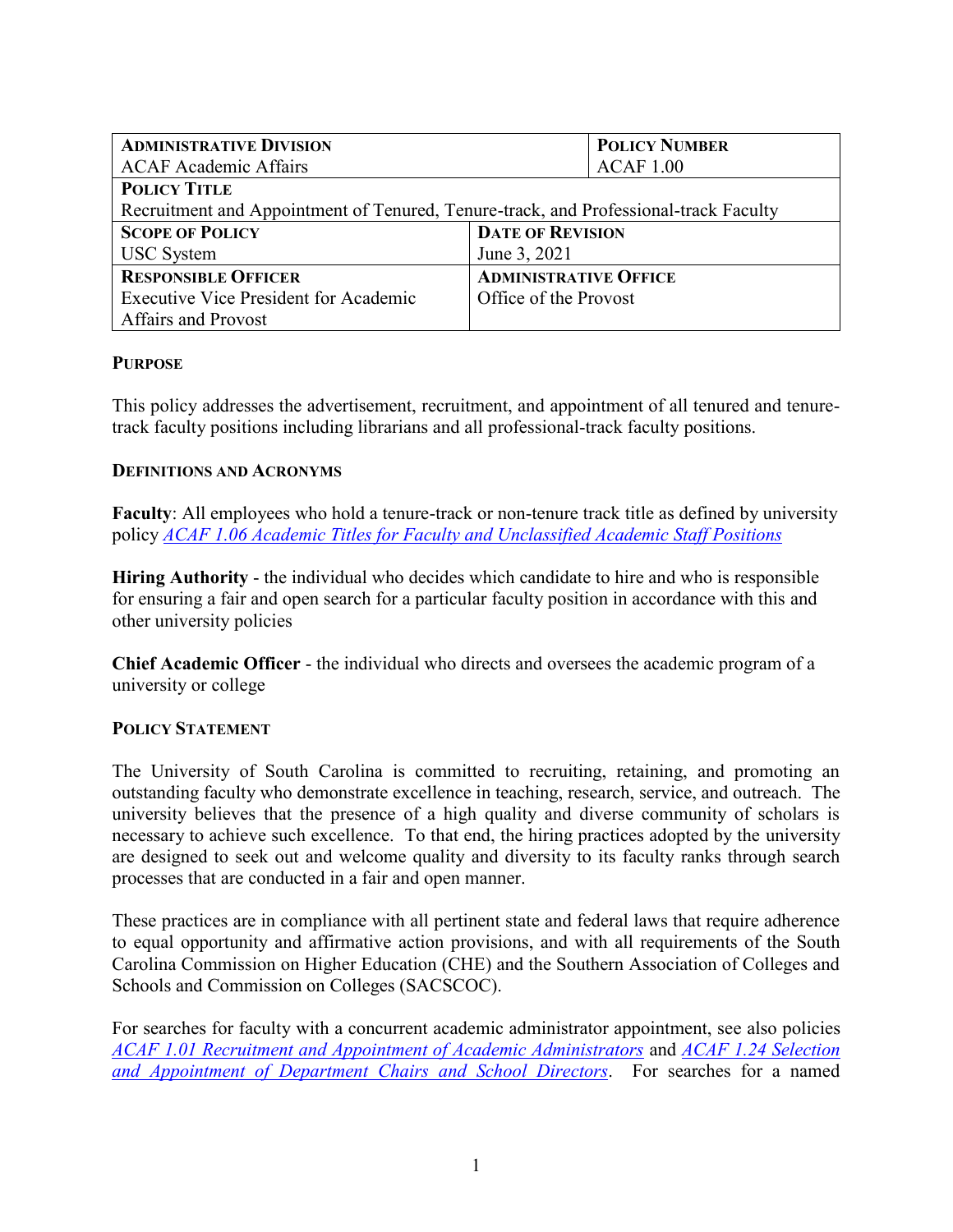| **ADMINISTRATIVE DIVISION** ACAF Academic Affairs | | **POLICY NUMBER** ACAF 1.00 |
|---|---|---|
| **POLICY TITLE** Recruitment and Appointment of Tenured, Tenure-track, and Professional-track Faculty | | |
| **SCOPE OF POLICY** USC System | **DATE OF REVISION** June 3, 2021 | |
| **RESPONSIBLE OFFICER** Executive Vice President for Academic Affairs and Provost | **ADMINISTRATIVE OFFICE** Office of the Provost | |

**PURPOSE**

This policy addresses the advertisement, recruitment, and appointment of all tenured and tenure-track faculty positions including librarians and all professional-track faculty positions.

**DEFINITIONS AND ACRONYMS**

**Faculty**: All employees who hold a tenure-track or non-tenure track title as defined by university policy *ACAF 1.06 Academic Titles for Faculty and Unclassified Academic Staff Positions*

**Hiring Authority** - the individual who decides which candidate to hire and who is responsible for ensuring a fair and open search for a particular faculty position in accordance with this and other university policies

**Chief Academic Officer** - the individual who directs and oversees the academic program of a university or college

**POLICY STATEMENT**

The University of South Carolina is committed to recruiting, retaining, and promoting an outstanding faculty who demonstrate excellence in teaching, research, service, and outreach. The university believes that the presence of a high quality and diverse community of scholars is necessary to achieve such excellence. To that end, the hiring practices adopted by the university are designed to seek out and welcome quality and diversity to its faculty ranks through search processes that are conducted in a fair and open manner.

These practices are in compliance with all pertinent state and federal laws that require adherence to equal opportunity and affirmative action provisions, and with all requirements of the South Carolina Commission on Higher Education (CHE) and the Southern Association of Colleges and Schools and Commission on Colleges (SACSCOC).

For searches for faculty with a concurrent academic administrator appointment, see also policies *ACAF 1.01 Recruitment and Appointment of Academic Administrators* and *ACAF 1.24 Selection and Appointment of Department Chairs and School Directors*. For searches for a named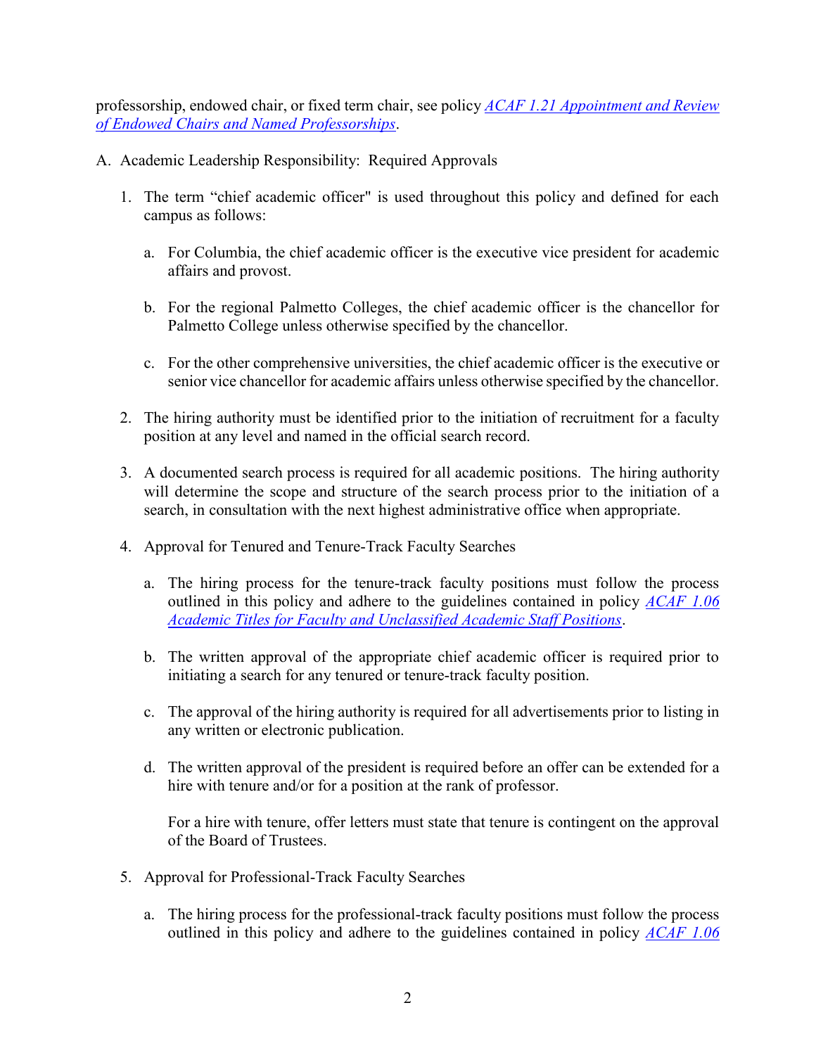professorship, endowed chair, or fixed term chair, see policy [ACAF 1.21 Appointment and Review of Endowed Chairs and Named Professorships].

A. Academic Leadership Responsibility: Required Approvals

1. The term "chief academic officer" is used throughout this policy and defined for each campus as follows:

   a. For Columbia, the chief academic officer is the executive vice president for academic affairs and provost.

   b. For the regional Palmetto Colleges, the chief academic officer is the chancellor for Palmetto College unless otherwise specified by the chancellor.

   c. For the other comprehensive universities, the chief academic officer is the executive or senior vice chancellor for academic affairs unless otherwise specified by the chancellor.

2. The hiring authority must be identified prior to the initiation of recruitment for a faculty position at any level and named in the official search record.

3. A documented search process is required for all academic positions. The hiring authority will determine the scope and structure of the search process prior to the initiation of a search, in consultation with the next highest administrative office when appropriate.

4. Approval for Tenured and Tenure-Track Faculty Searches

   a. The hiring process for the tenure-track faculty positions must follow the process outlined in this policy and adhere to the guidelines contained in policy [ACAF 1.06 Academic Titles for Faculty and Unclassified Academic Staff Positions].

   b. The written approval of the appropriate chief academic officer is required prior to initiating a search for any tenured or tenure-track faculty position.

   c. The approval of the hiring authority is required for all advertisements prior to listing in any written or electronic publication.

   d. The written approval of the president is required before an offer can be extended for a hire with tenure and/or for a position at the rank of professor.

      For a hire with tenure, offer letters must state that tenure is contingent on the approval of the Board of Trustees.

5. Approval for Professional-Track Faculty Searches

   a. The hiring process for the professional-track faculty positions must follow the process outlined in this policy and adhere to the guidelines contained in policy [ACAF 1.06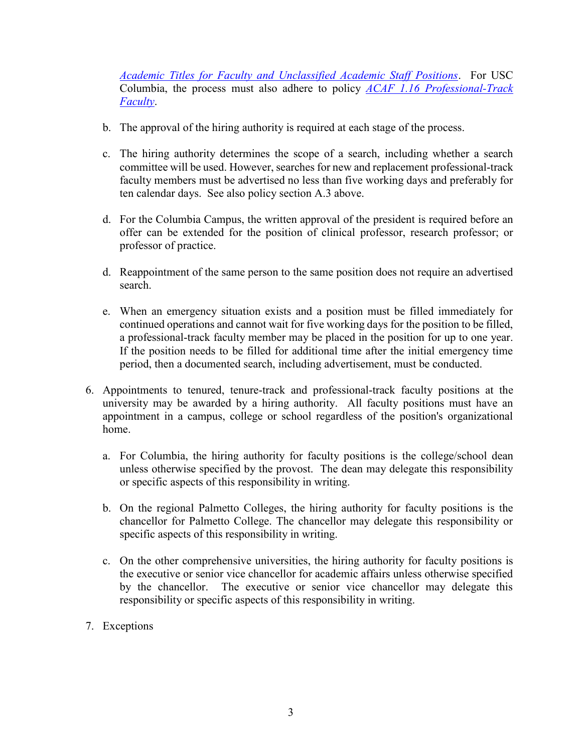[Academic Titles for Faculty and Unclassified Academic Staff Positions](). For USC Columbia, the process must also adhere to policy [ACAF 1.16 Professional-Track Faculty]().

b. The approval of the hiring authority is required at each stage of the process.

c. The hiring authority determines the scope of a search, including whether a search committee will be used. However, searches for new and replacement professional-track faculty members must be advertised no less than five working days and preferably for ten calendar days. See also policy section A.3 above.

d. For the Columbia Campus, the written approval of the president is required before an offer can be extended for the position of clinical professor, research professor; or professor of practice.

d. Reappointment of the same person to the same position does not require an advertised search.

e. When an emergency situation exists and a position must be filled immediately for continued operations and cannot wait for five working days for the position to be filled, a professional-track faculty member may be placed in the position for up to one year. If the position needs to be filled for additional time after the initial emergency time period, then a documented search, including advertisement, must be conducted.

6. Appointments to tenured, tenure-track and professional-track faculty positions at the university may be awarded by a hiring authority. All faculty positions must have an appointment in a campus, college or school regardless of the position's organizational home.

   a. For Columbia, the hiring authority for faculty positions is the college/school dean unless otherwise specified by the provost. The dean may delegate this responsibility or specific aspects of this responsibility in writing.

   b. On the regional Palmetto Colleges, the hiring authority for faculty positions is the chancellor for Palmetto College. The chancellor may delegate this responsibility or specific aspects of this responsibility in writing.

   c. On the other comprehensive universities, the hiring authority for faculty positions is the executive or senior vice chancellor for academic affairs unless otherwise specified by the chancellor. The executive or senior vice chancellor may delegate this responsibility or specific aspects of this responsibility in writing.

7. Exceptions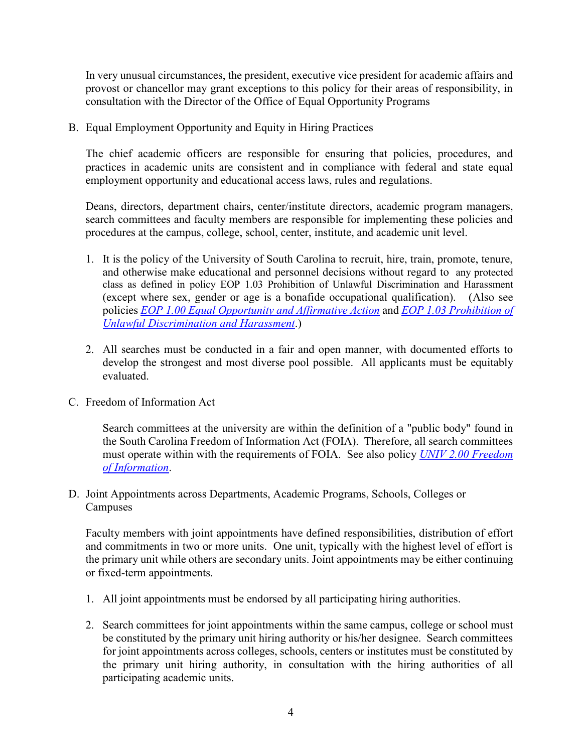In very unusual circumstances, the president, executive vice president for academic affairs and provost or chancellor may grant exceptions to this policy for their areas of responsibility, in consultation with the Director of the Office of Equal Opportunity Programs

B. Equal Employment Opportunity and Equity in Hiring Practices

The chief academic officers are responsible for ensuring that policies, procedures, and practices in academic units are consistent and in compliance with federal and state equal employment opportunity and educational access laws, rules and regulations.

Deans, directors, department chairs, center/institute directors, academic program managers, search committees and faculty members are responsible for implementing these policies and procedures at the campus, college, school, center, institute, and academic unit level.

1. It is the policy of the University of South Carolina to recruit, hire, train, promote, tenure, and otherwise make educational and personnel decisions without regard to any protected class as defined in policy EOP 1.03 Prohibition of Unlawful Discrimination and Harassment (except where sex, gender or age is a bonafide occupational qualification). (Also see policies *EOP 1.00 Equal Opportunity and Affirmative Action* and *EOP 1.03 Prohibition of Unlawful Discrimination and Harassment*.)

2. All searches must be conducted in a fair and open manner, with documented efforts to develop the strongest and most diverse pool possible. All applicants must be equitably evaluated.

C. Freedom of Information Act

Search committees at the university are within the definition of a "public body" found in the South Carolina Freedom of Information Act (FOIA). Therefore, all search committees must operate within with the requirements of FOIA. See also policy *UNIV 2.00 Freedom of Information*.

D. Joint Appointments across Departments, Academic Programs, Schools, Colleges or Campuses

Faculty members with joint appointments have defined responsibilities, distribution of effort and commitments in two or more units. One unit, typically with the highest level of effort is the primary unit while others are secondary units. Joint appointments may be either continuing or fixed-term appointments.

1. All joint appointments must be endorsed by all participating hiring authorities.

2. Search committees for joint appointments within the same campus, college or school must be constituted by the primary unit hiring authority or his/her designee. Search committees for joint appointments across colleges, schools, centers or institutes must be constituted by the primary unit hiring authority, in consultation with the hiring authorities of all participating academic units.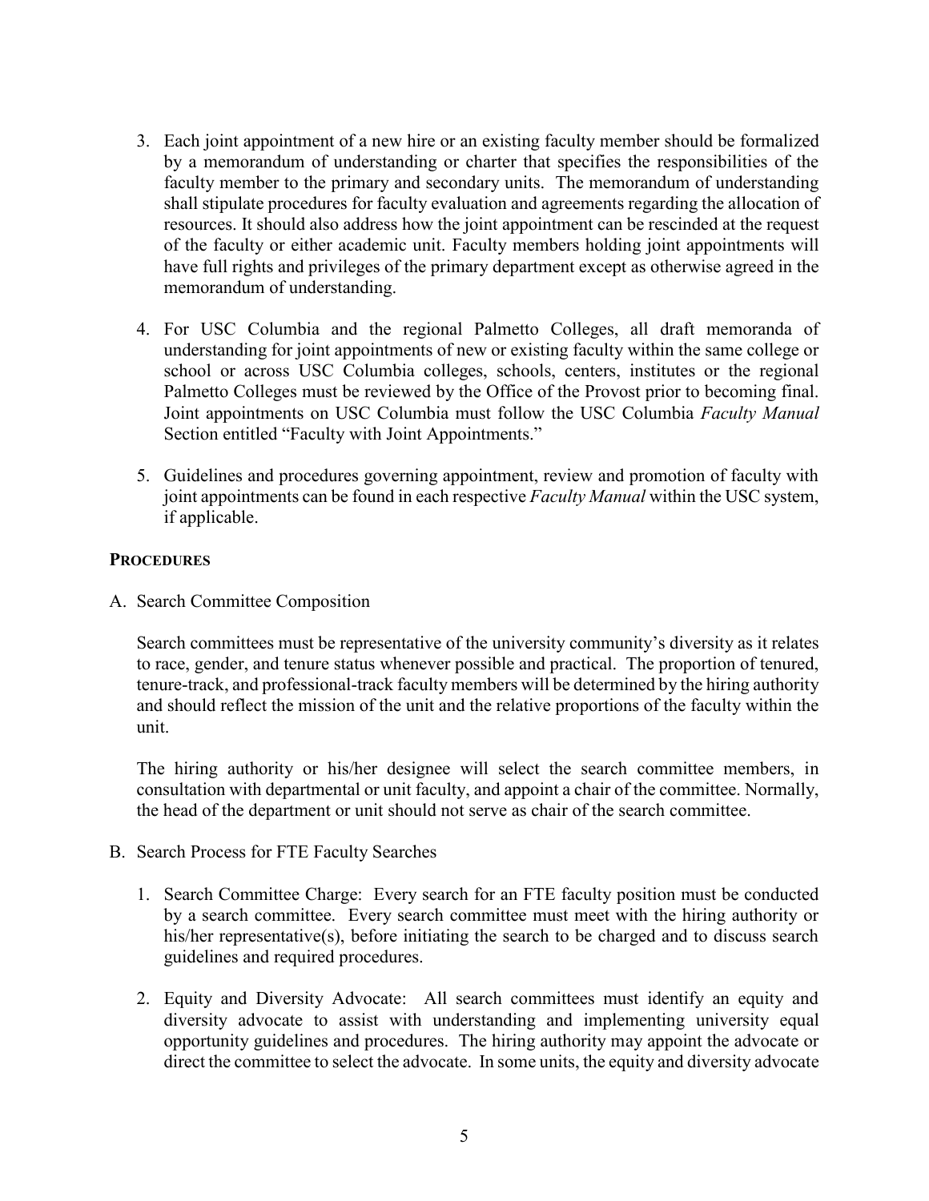3. Each joint appointment of a new hire or an existing faculty member should be formalized by a memorandum of understanding or charter that specifies the responsibilities of the faculty member to the primary and secondary units. The memorandum of understanding shall stipulate procedures for faculty evaluation and agreements regarding the allocation of resources. It should also address how the joint appointment can be rescinded at the request of the faculty or either academic unit. Faculty members holding joint appointments will have full rights and privileges of the primary department except as otherwise agreed in the memorandum of understanding.

4. For USC Columbia and the regional Palmetto Colleges, all draft memoranda of understanding for joint appointments of new or existing faculty within the same college or school or across USC Columbia colleges, schools, centers, institutes or the regional Palmetto Colleges must be reviewed by the Office of the Provost prior to becoming final. Joint appointments on USC Columbia must follow the USC Columbia *Faculty Manual* Section entitled "Faculty with Joint Appointments."

5. Guidelines and procedures governing appointment, review and promotion of faculty with joint appointments can be found in each respective *Faculty Manual* within the USC system, if applicable.

**PROCEDURES**

A. Search Committee Composition

Search committees must be representative of the university community's diversity as it relates to race, gender, and tenure status whenever possible and practical. The proportion of tenured, tenure-track, and professional-track faculty members will be determined by the hiring authority and should reflect the mission of the unit and the relative proportions of the faculty within the unit.

The hiring authority or his/her designee will select the search committee members, in consultation with departmental or unit faculty, and appoint a chair of the committee. Normally, the head of the department or unit should not serve as chair of the search committee.

B. Search Process for FTE Faculty Searches

1. Search Committee Charge: Every search for an FTE faculty position must be conducted by a search committee. Every search committee must meet with the hiring authority or his/her representative(s), before initiating the search to be charged and to discuss search guidelines and required procedures.

2. Equity and Diversity Advocate: All search committees must identify an equity and diversity advocate to assist with understanding and implementing university equal opportunity guidelines and procedures. The hiring authority may appoint the advocate or direct the committee to select the advocate. In some units, the equity and diversity advocate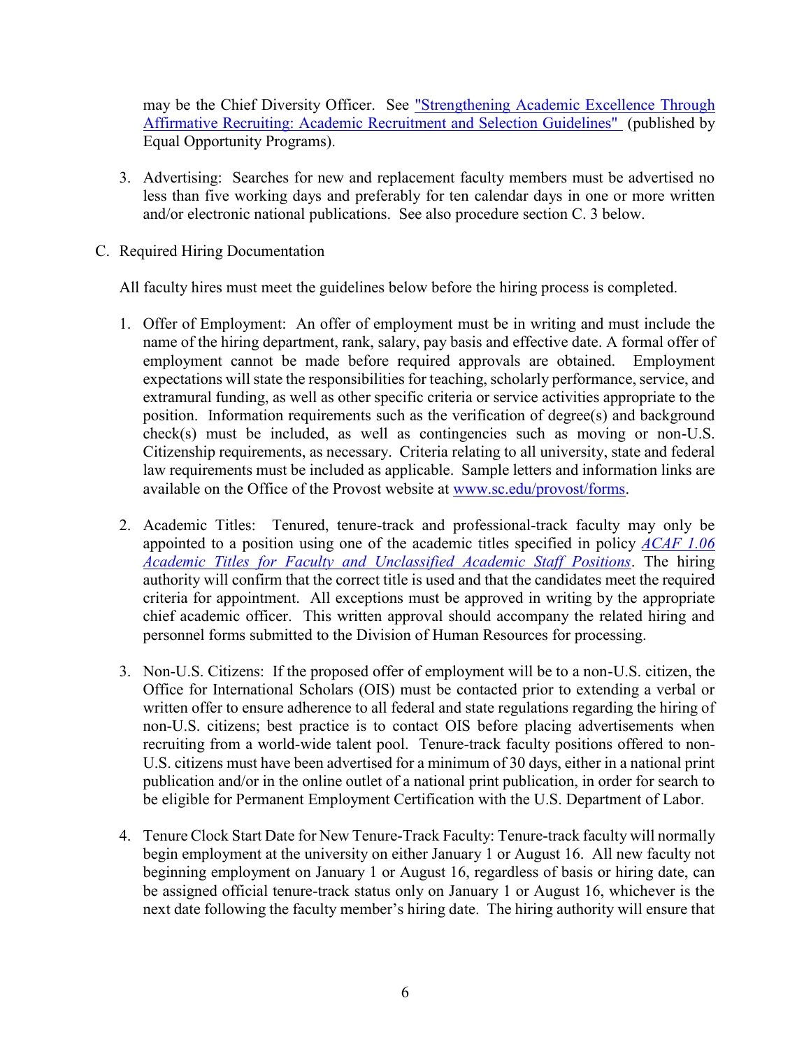may be the Chief Diversity Officer. See "Strengthening Academic Excellence Through Affirmative Recruiting: Academic Recruitment and Selection Guidelines" (published by Equal Opportunity Programs).

3. Advertising: Searches for new and replacement faculty members must be advertised no less than five working days and preferably for ten calendar days in one or more written and/or electronic national publications. See also procedure section C. 3 below.

C. Required Hiring Documentation

All faculty hires must meet the guidelines below before the hiring process is completed.

1. Offer of Employment: An offer of employment must be in writing and must include the name of the hiring department, rank, salary, pay basis and effective date. A formal offer of employment cannot be made before required approvals are obtained. Employment expectations will state the responsibilities for teaching, scholarly performance, service, and extramural funding, as well as other specific criteria or service activities appropriate to the position. Information requirements such as the verification of degree(s) and background check(s) must be included, as well as contingencies such as moving or non-U.S. Citizenship requirements, as necessary. Criteria relating to all university, state and federal law requirements must be included as applicable. Sample letters and information links are available on the Office of the Provost website at www.sc.edu/provost/forms.

2. Academic Titles: Tenured, tenure-track and professional-track faculty may only be appointed to a position using one of the academic titles specified in policy *ACAF 1.06 Academic Titles for Faculty and Unclassified Academic Staff Positions*. The hiring authority will confirm that the correct title is used and that the candidates meet the required criteria for appointment. All exceptions must be approved in writing by the appropriate chief academic officer. This written approval should accompany the related hiring and personnel forms submitted to the Division of Human Resources for processing.

3. Non-U.S. Citizens: If the proposed offer of employment will be to a non-U.S. citizen, the Office for International Scholars (OIS) must be contacted prior to extending a verbal or written offer to ensure adherence to all federal and state regulations regarding the hiring of non-U.S. citizens; best practice is to contact OIS before placing advertisements when recruiting from a world-wide talent pool. Tenure-track faculty positions offered to non-U.S. citizens must have been advertised for a minimum of 30 days, either in a national print publication and/or in the online outlet of a national print publication, in order for search to be eligible for Permanent Employment Certification with the U.S. Department of Labor.

4. Tenure Clock Start Date for New Tenure-Track Faculty: Tenure-track faculty will normally begin employment at the university on either January 1 or August 16. All new faculty not beginning employment on January 1 or August 16, regardless of basis or hiring date, can be assigned official tenure-track status only on January 1 or August 16, whichever is the next date following the faculty member's hiring date. The hiring authority will ensure that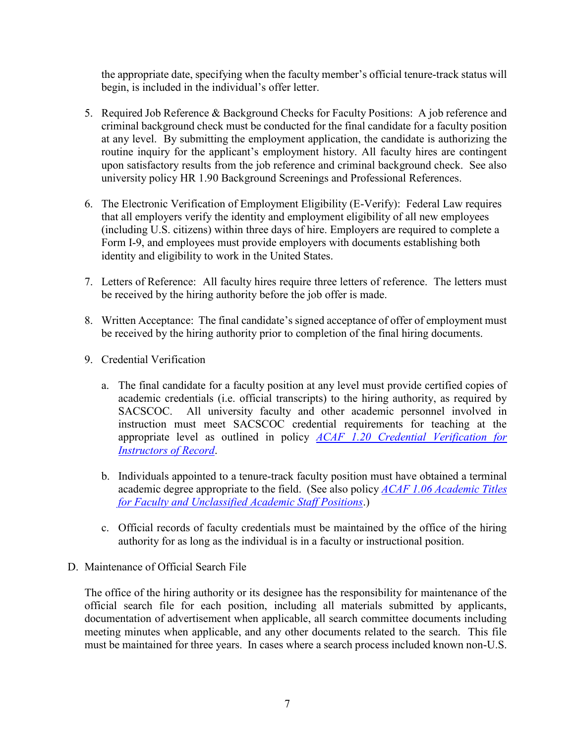the appropriate date, specifying when the faculty member's official tenure-track status will begin, is included in the individual's offer letter.

5. Required Job Reference & Background Checks for Faculty Positions: A job reference and criminal background check must be conducted for the final candidate for a faculty position at any level. By submitting the employment application, the candidate is authorizing the routine inquiry for the applicant's employment history. All faculty hires are contingent upon satisfactory results from the job reference and criminal background check. See also university policy HR 1.90 Background Screenings and Professional References.

6. The Electronic Verification of Employment Eligibility (E-Verify): Federal Law requires that all employers verify the identity and employment eligibility of all new employees (including U.S. citizens) within three days of hire. Employers are required to complete a Form I-9, and employees must provide employers with documents establishing both identity and eligibility to work in the United States.

7. Letters of Reference: All faculty hires require three letters of reference. The letters must be received by the hiring authority before the job offer is made.

8. Written Acceptance: The final candidate's signed acceptance of offer of employment must be received by the hiring authority prior to completion of the final hiring documents.

9. Credential Verification

   a. The final candidate for a faculty position at any level must provide certified copies of academic credentials (i.e. official transcripts) to the hiring authority, as required by SACSCOC. All university faculty and other academic personnel involved in instruction must meet SACSCOC credential requirements for teaching at the appropriate level as outlined in policy *ACAF 1.20 Credential Verification for Instructors of Record*.

   b. Individuals appointed to a tenure-track faculty position must have obtained a terminal academic degree appropriate to the field. (See also policy *ACAF 1.06 Academic Titles for Faculty and Unclassified Academic Staff Positions*.)

   c. Official records of faculty credentials must be maintained by the office of the hiring authority for as long as the individual is in a faculty or instructional position.

D. Maintenance of Official Search File

The office of the hiring authority or its designee has the responsibility for maintenance of the official search file for each position, including all materials submitted by applicants, documentation of advertisement when applicable, all search committee documents including meeting minutes when applicable, and any other documents related to the search. This file must be maintained for three years. In cases where a search process included known non-U.S.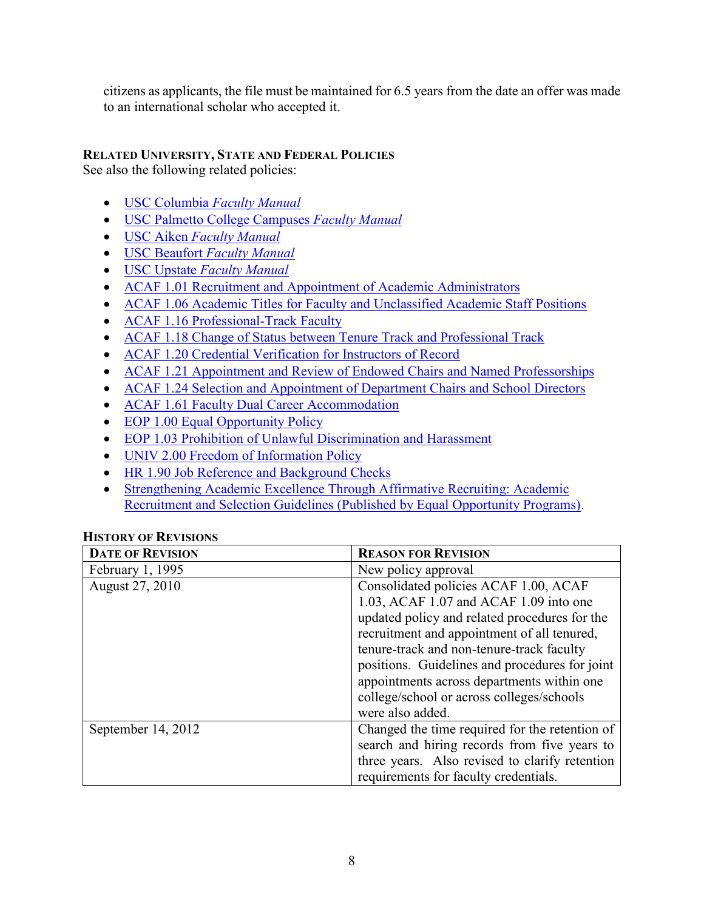citizens as applicants, the file must be maintained for 6.5 years from the date an offer was made to an international scholar who accepted it.

## Related University, State and Federal Policies

See also the following related policies:

- USC Columbia *Faculty Manual*
- USC Palmetto College Campuses *Faculty Manual*
- USC Aiken *Faculty Manual*
- USC Beaufort *Faculty Manual*
- USC Upstate *Faculty Manual*
- ACAF 1.01 Recruitment and Appointment of Academic Administrators
- ACAF 1.06 Academic Titles for Faculty and Unclassified Academic Staff Positions
- ACAF 1.16 Professional-Track Faculty
- ACAF 1.18 Change of Status between Tenure Track and Professional Track
- ACAF 1.20 Credential Verification for Instructors of Record
- ACAF 1.21 Appointment and Review of Endowed Chairs and Named Professorships
- ACAF 1.24 Selection and Appointment of Department Chairs and School Directors
- ACAF 1.61 Faculty Dual Career Accommodation
- EOP 1.00 Equal Opportunity Policy
- EOP 1.03 Prohibition of Unlawful Discrimination and Harassment
- UNIV 2.00 Freedom of Information Policy
- HR 1.90 Job Reference and Background Checks
- Strengthening Academic Excellence Through Affirmative Recruiting: Academic Recruitment and Selection Guidelines (Published by Equal Opportunity Programs).

## History of Revisions

| Date of Revision | Reason for Revision |
|---|---|
| February 1, 1995 | New policy approval |
| August 27, 2010 | Consolidated policies ACAF 1.00, ACAF 1.03, ACAF 1.07 and ACAF 1.09 into one updated policy and related procedures for the recruitment and appointment of all tenured, tenure-track and non-tenure-track faculty positions. Guidelines and procedures for joint appointments across departments within one college/school or across colleges/schools were also added. |
| September 14, 2012 | Changed the time required for the retention of search and hiring records from five years to three years. Also revised to clarify retention requirements for faculty credentials. |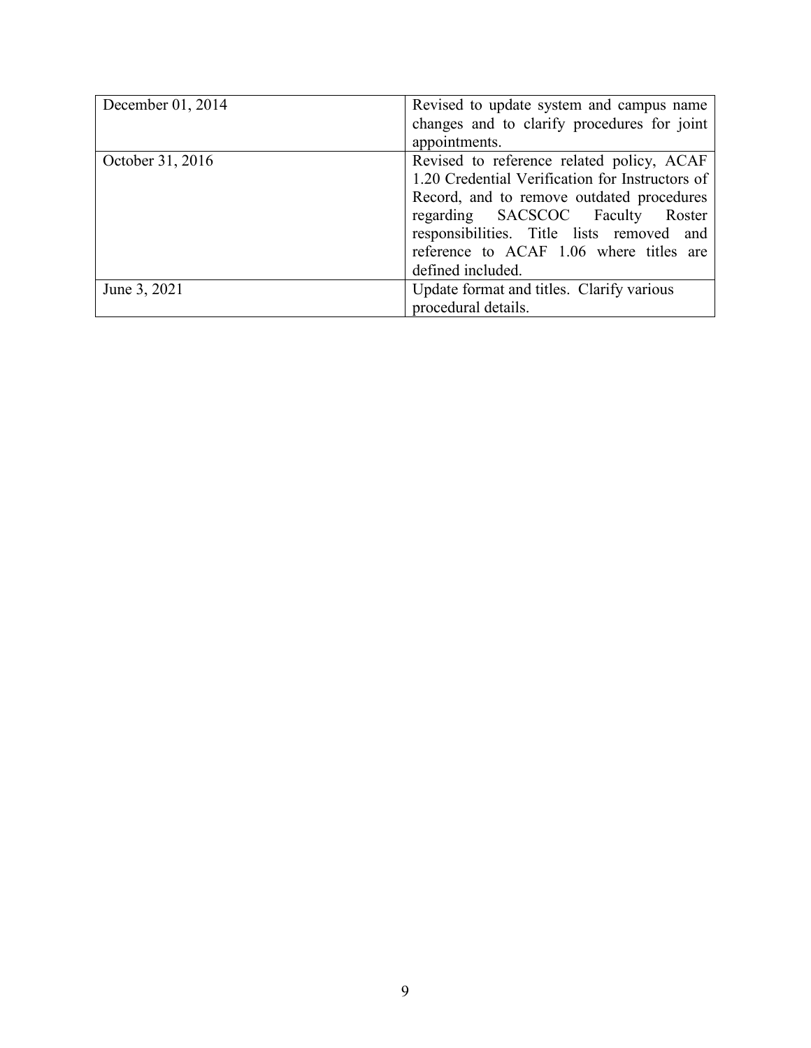| | |
|---|---|
| December 01, 2014 | Revised to update system and campus name changes and to clarify procedures for joint appointments. |
| October 31, 2016 | Revised to reference related policy, ACAF 1.20 Credential Verification for Instructors of Record, and to remove outdated procedures regarding SACSCOC Faculty Roster responsibilities. Title lists removed and reference to ACAF 1.06 where titles are defined included. |
| June 3, 2021 | Update format and titles. Clarify various procedural details. |